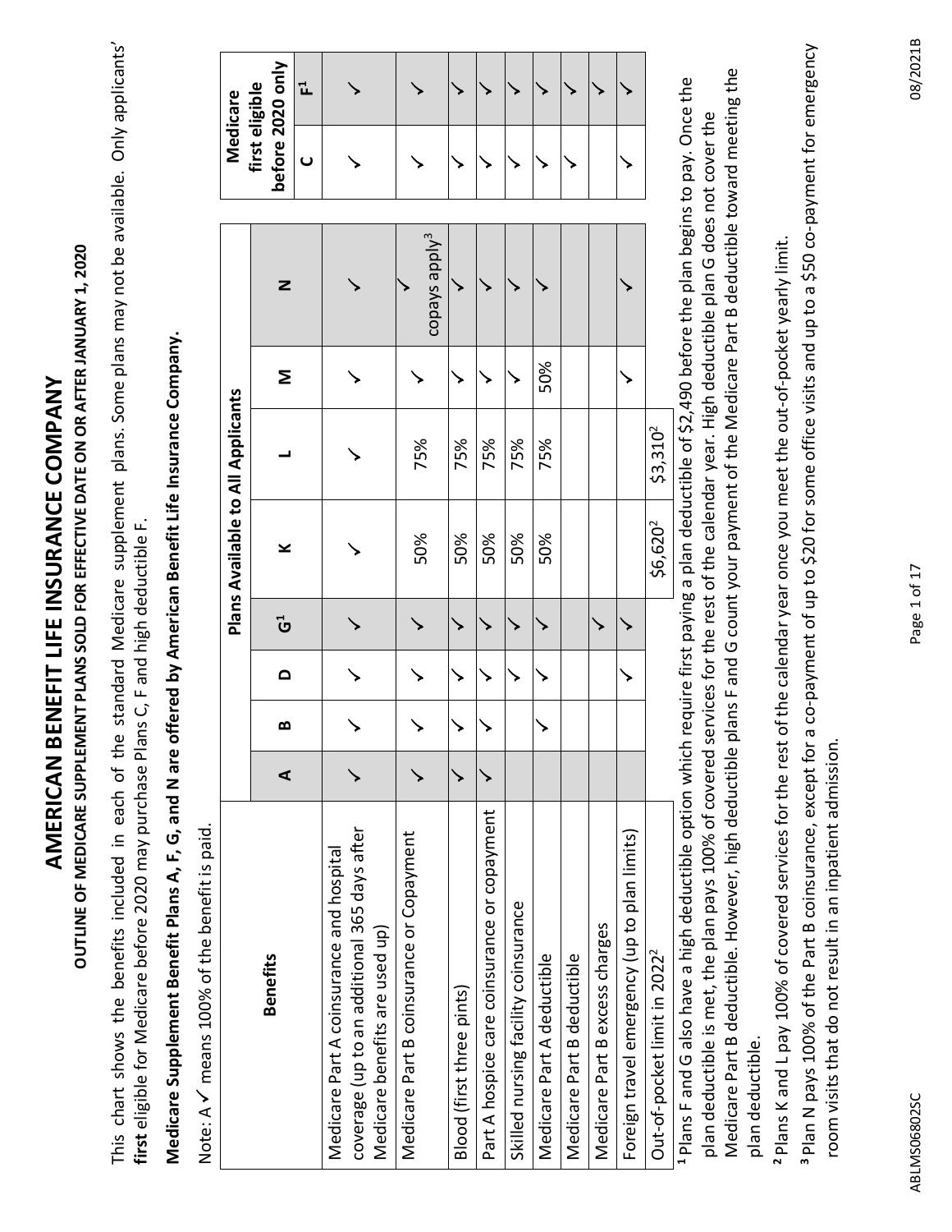# AMERICAN BENEFIT LIFE INSURANCE COMPANY

## OUTLINE OF MEDICARE SUPPLEMENT PLANS SOLD FOR EFFECTIVE DATE ON OR AFTER JANUARY 1, 2020

This chart shows the benefits included in each of the standard Medicare supplement plans. Some plans may not be available. Only applicants' **first** eligible for Medicare before 2020 may purchase Plans C, F and high deductible F.

**Medicare Supplement Benefit Plans A, F, G, and N are offered by American Benefit Life Insurance Company.**

Note: A ✓ means 100% of the benefit is paid.

| Benefits | Plans Available to All Applicants | | | | | | | | | Medicare first eligible before 2020 only | |
|---|---|---|---|---|---|---|---|---|---|---|---|
| | A | B | D | G[1] | K | L | M | N | | C | F[1] |
| Medicare Part A coinsurance and hospital coverage (up to an additional 365 days after Medicare benefits are used up) | ✓ | ✓ | ✓ | ✓ | ✓ | ✓ | ✓ | ✓ | | ✓ | ✓ |
| Medicare Part B coinsurance or Copayment | ✓ | ✓ | ✓ | ✓ | 50% | 75% | ✓ | ✓ copays apply[3] | | ✓ | ✓ |
| Blood (first three pints) | ✓ | ✓ | ✓ | ✓ | 50% | 75% | ✓ | ✓ | | ✓ | ✓ |
| Part A hospice care coinsurance or copayment | ✓ | ✓ | ✓ | ✓ | 50% | 75% | ✓ | ✓ | | ✓ | ✓ |
| Skilled nursing facility coinsurance | | | ✓ | ✓ | 50% | 75% | ✓ | ✓ | | ✓ | ✓ |
| Medicare Part A deductible | | ✓ | ✓ | ✓ | 50% | 75% | 50% | ✓ | | ✓ | ✓ |
| Medicare Part B deductible | | | | | | | | | | ✓ | ✓ |
| Medicare Part B excess charges | | | | ✓ | | | | | | | ✓ |
| Foreign travel emergency (up to plan limits) | | | ✓ | ✓ | | | ✓ | ✓ | | ✓ | ✓ |
| Out-of-pocket limit in 2022[2] | | | | | \$6,620[2] | \$3,310[2] | | | | | |

[1] Plans F and G also have a high deductible option which require first paying a plan deductible of \$2,490 before the plan begins to pay. Once the plan deductible is met, the plan pays 100% of covered services for the rest of the calendar year. High deductible plan G does not cover the Medicare Part B deductible. However, high deductible plans F and G count your payment of the Medicare Part B deductible toward meeting the plan deductible.

[2] Plans K and L pay 100% of covered services for the rest of the calendar year once you meet the out-of-pocket yearly limit.

[3] Plan N pays 100% of the Part B coinsurance, except for a co-payment of up to \$20 for some office visits and up to a \$50 co-payment for emergency room visits that do not result in an inpatient admission.

ABLMS06802SC 08/2021B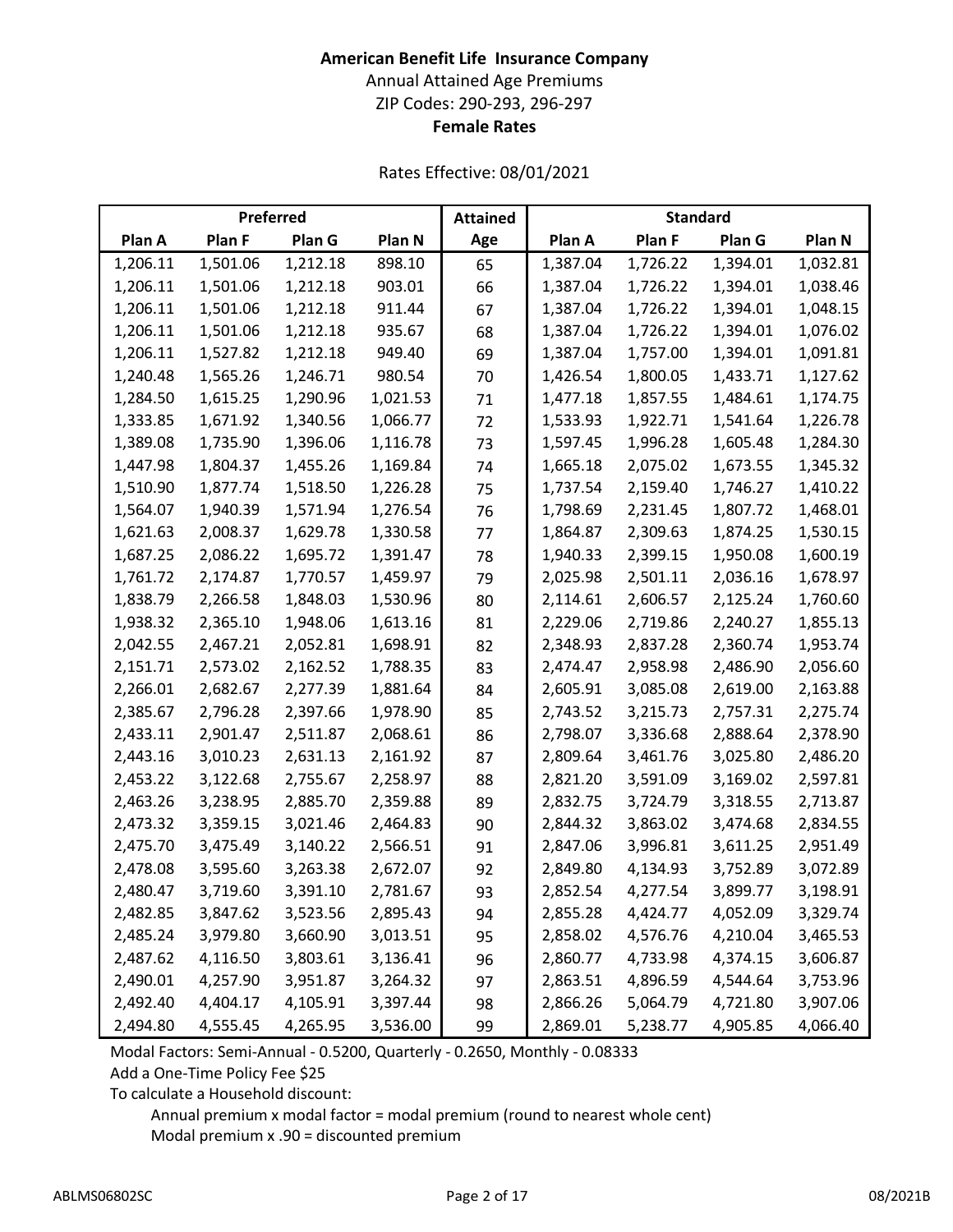**American Benefit Life Insurance Company**

Annual Attained Age Premiums

ZIP Codes: 290-293, 296-297

**Female Rates**

Rates Effective: 08/01/2021

| Preferred | | | | Attained | Standard | | | |
|---|---|---|---|---|---|---|---|---|
| Plan A | Plan F | Plan G | Plan N | Age | Plan A | Plan F | Plan G | Plan N |
| 1,206.11 | 1,501.06 | 1,212.18 | 898.10 | 65 | 1,387.04 | 1,726.22 | 1,394.01 | 1,032.81 |
| 1,206.11 | 1,501.06 | 1,212.18 | 903.01 | 66 | 1,387.04 | 1,726.22 | 1,394.01 | 1,038.46 |
| 1,206.11 | 1,501.06 | 1,212.18 | 911.44 | 67 | 1,387.04 | 1,726.22 | 1,394.01 | 1,048.15 |
| 1,206.11 | 1,501.06 | 1,212.18 | 935.67 | 68 | 1,387.04 | 1,726.22 | 1,394.01 | 1,076.02 |
| 1,206.11 | 1,527.82 | 1,212.18 | 949.40 | 69 | 1,387.04 | 1,757.00 | 1,394.01 | 1,091.81 |
| 1,240.48 | 1,565.26 | 1,246.71 | 980.54 | 70 | 1,426.54 | 1,800.05 | 1,433.71 | 1,127.62 |
| 1,284.50 | 1,615.25 | 1,290.96 | 1,021.53 | 71 | 1,477.18 | 1,857.55 | 1,484.61 | 1,174.75 |
| 1,333.85 | 1,671.92 | 1,340.56 | 1,066.77 | 72 | 1,533.93 | 1,922.71 | 1,541.64 | 1,226.78 |
| 1,389.08 | 1,735.90 | 1,396.06 | 1,116.78 | 73 | 1,597.45 | 1,996.28 | 1,605.48 | 1,284.30 |
| 1,447.98 | 1,804.37 | 1,455.26 | 1,169.84 | 74 | 1,665.18 | 2,075.02 | 1,673.55 | 1,345.32 |
| 1,510.90 | 1,877.74 | 1,518.50 | 1,226.28 | 75 | 1,737.54 | 2,159.40 | 1,746.27 | 1,410.22 |
| 1,564.07 | 1,940.39 | 1,571.94 | 1,276.54 | 76 | 1,798.69 | 2,231.45 | 1,807.72 | 1,468.01 |
| 1,621.63 | 2,008.37 | 1,629.78 | 1,330.58 | 77 | 1,864.87 | 2,309.63 | 1,874.25 | 1,530.15 |
| 1,687.25 | 2,086.22 | 1,695.72 | 1,391.47 | 78 | 1,940.33 | 2,399.15 | 1,950.08 | 1,600.19 |
| 1,761.72 | 2,174.87 | 1,770.57 | 1,459.97 | 79 | 2,025.98 | 2,501.11 | 2,036.16 | 1,678.97 |
| 1,838.79 | 2,266.58 | 1,848.03 | 1,530.96 | 80 | 2,114.61 | 2,606.57 | 2,125.24 | 1,760.60 |
| 1,938.32 | 2,365.10 | 1,948.06 | 1,613.16 | 81 | 2,229.06 | 2,719.86 | 2,240.27 | 1,855.13 |
| 2,042.55 | 2,467.21 | 2,052.81 | 1,698.91 | 82 | 2,348.93 | 2,837.28 | 2,360.74 | 1,953.74 |
| 2,151.71 | 2,573.02 | 2,162.52 | 1,788.35 | 83 | 2,474.47 | 2,958.98 | 2,486.90 | 2,056.60 |
| 2,266.01 | 2,682.67 | 2,277.39 | 1,881.64 | 84 | 2,605.91 | 3,085.08 | 2,619.00 | 2,163.88 |
| 2,385.67 | 2,796.28 | 2,397.66 | 1,978.90 | 85 | 2,743.52 | 3,215.73 | 2,757.31 | 2,275.74 |
| 2,433.11 | 2,901.47 | 2,511.87 | 2,068.61 | 86 | 2,798.07 | 3,336.68 | 2,888.64 | 2,378.90 |
| 2,443.16 | 3,010.23 | 2,631.13 | 2,161.92 | 87 | 2,809.64 | 3,461.76 | 3,025.80 | 2,486.20 |
| 2,453.22 | 3,122.68 | 2,755.67 | 2,258.97 | 88 | 2,821.20 | 3,591.09 | 3,169.02 | 2,597.81 |
| 2,463.26 | 3,238.95 | 2,885.70 | 2,359.88 | 89 | 2,832.75 | 3,724.79 | 3,318.55 | 2,713.87 |
| 2,473.32 | 3,359.15 | 3,021.46 | 2,464.83 | 90 | 2,844.32 | 3,863.02 | 3,474.68 | 2,834.55 |
| 2,475.70 | 3,475.49 | 3,140.22 | 2,566.51 | 91 | 2,847.06 | 3,996.81 | 3,611.25 | 2,951.49 |
| 2,478.08 | 3,595.60 | 3,263.38 | 2,672.07 | 92 | 2,849.80 | 4,134.93 | 3,752.89 | 3,072.89 |
| 2,480.47 | 3,719.60 | 3,391.10 | 2,781.67 | 93 | 2,852.54 | 4,277.54 | 3,899.77 | 3,198.91 |
| 2,482.85 | 3,847.62 | 3,523.56 | 2,895.43 | 94 | 2,855.28 | 4,424.77 | 4,052.09 | 3,329.74 |
| 2,485.24 | 3,979.80 | 3,660.90 | 3,013.51 | 95 | 2,858.02 | 4,576.76 | 4,210.04 | 3,465.53 |
| 2,487.62 | 4,116.50 | 3,803.61 | 3,136.41 | 96 | 2,860.77 | 4,733.98 | 4,374.15 | 3,606.87 |
| 2,490.01 | 4,257.90 | 3,951.87 | 3,264.32 | 97 | 2,863.51 | 4,896.59 | 4,544.64 | 3,753.96 |
| 2,492.40 | 4,404.17 | 4,105.91 | 3,397.44 | 98 | 2,866.26 | 5,064.79 | 4,721.80 | 3,907.06 |
| 2,494.80 | 4,555.45 | 4,265.95 | 3,536.00 | 99 | 2,869.01 | 5,238.77 | 4,905.85 | 4,066.40 |

Modal Factors: Semi-Annual - 0.5200, Quarterly - 0.2650, Monthly - 0.08333

Add a One-Time Policy Fee $25

To calculate a Household discount:

- Annual premium x modal factor = modal premium (round to nearest whole cent)
- Modal premium x .90 = discounted premium

ABLMS06802SC 08/2021B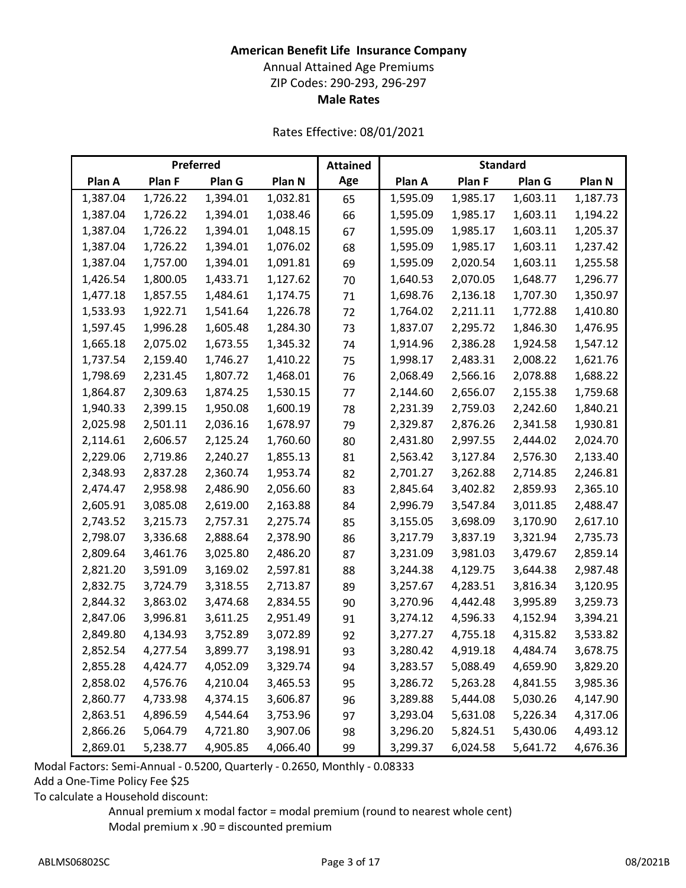**American Benefit Life Insurance Company**

Annual Attained Age Premiums

ZIP Codes: 290-293, 296-297

**Male Rates**

Rates Effective: 08/01/2021

| Preferred | | | | Attained | Standard | | | |
|---|---|---|---|---|---|---|---|---|
| Plan A | Plan F | Plan G | Plan N | Age | Plan A | Plan F | Plan G | Plan N |
| 1,387.04 | 1,726.22 | 1,394.01 | 1,032.81 | 65 | 1,595.09 | 1,985.17 | 1,603.11 | 1,187.73 |
| 1,387.04 | 1,726.22 | 1,394.01 | 1,038.46 | 66 | 1,595.09 | 1,985.17 | 1,603.11 | 1,194.22 |
| 1,387.04 | 1,726.22 | 1,394.01 | 1,048.15 | 67 | 1,595.09 | 1,985.17 | 1,603.11 | 1,205.37 |
| 1,387.04 | 1,726.22 | 1,394.01 | 1,076.02 | 68 | 1,595.09 | 1,985.17 | 1,603.11 | 1,237.42 |
| 1,387.04 | 1,757.00 | 1,394.01 | 1,091.81 | 69 | 1,595.09 | 2,020.54 | 1,603.11 | 1,255.58 |
| 1,426.54 | 1,800.05 | 1,433.71 | 1,127.62 | 70 | 1,640.53 | 2,070.05 | 1,648.77 | 1,296.77 |
| 1,477.18 | 1,857.55 | 1,484.61 | 1,174.75 | 71 | 1,698.76 | 2,136.18 | 1,707.30 | 1,350.97 |
| 1,533.93 | 1,922.71 | 1,541.64 | 1,226.78 | 72 | 1,764.02 | 2,211.11 | 1,772.88 | 1,410.80 |
| 1,597.45 | 1,996.28 | 1,605.48 | 1,284.30 | 73 | 1,837.07 | 2,295.72 | 1,846.30 | 1,476.95 |
| 1,665.18 | 2,075.02 | 1,673.55 | 1,345.32 | 74 | 1,914.96 | 2,386.28 | 1,924.58 | 1,547.12 |
| 1,737.54 | 2,159.40 | 1,746.27 | 1,410.22 | 75 | 1,998.17 | 2,483.31 | 2,008.22 | 1,621.76 |
| 1,798.69 | 2,231.45 | 1,807.72 | 1,468.01 | 76 | 2,068.49 | 2,566.16 | 2,078.88 | 1,688.22 |
| 1,864.87 | 2,309.63 | 1,874.25 | 1,530.15 | 77 | 2,144.60 | 2,656.07 | 2,155.38 | 1,759.68 |
| 1,940.33 | 2,399.15 | 1,950.08 | 1,600.19 | 78 | 2,231.39 | 2,759.03 | 2,242.60 | 1,840.21 |
| 2,025.98 | 2,501.11 | 2,036.16 | 1,678.97 | 79 | 2,329.87 | 2,876.26 | 2,341.58 | 1,930.81 |
| 2,114.61 | 2,606.57 | 2,125.24 | 1,760.60 | 80 | 2,431.80 | 2,997.55 | 2,444.02 | 2,024.70 |
| 2,229.06 | 2,719.86 | 2,240.27 | 1,855.13 | 81 | 2,563.42 | 3,127.84 | 2,576.30 | 2,133.40 |
| 2,348.93 | 2,837.28 | 2,360.74 | 1,953.74 | 82 | 2,701.27 | 3,262.88 | 2,714.85 | 2,246.81 |
| 2,474.47 | 2,958.98 | 2,486.90 | 2,056.60 | 83 | 2,845.64 | 3,402.82 | 2,859.93 | 2,365.10 |
| 2,605.91 | 3,085.08 | 2,619.00 | 2,163.88 | 84 | 2,996.79 | 3,547.84 | 3,011.85 | 2,488.47 |
| 2,743.52 | 3,215.73 | 2,757.31 | 2,275.74 | 85 | 3,155.05 | 3,698.09 | 3,170.90 | 2,617.10 |
| 2,798.07 | 3,336.68 | 2,888.64 | 2,378.90 | 86 | 3,217.79 | 3,837.19 | 3,321.94 | 2,735.73 |
| 2,809.64 | 3,461.76 | 3,025.80 | 2,486.20 | 87 | 3,231.09 | 3,981.03 | 3,479.67 | 2,859.14 |
| 2,821.20 | 3,591.09 | 3,169.02 | 2,597.81 | 88 | 3,244.38 | 4,129.75 | 3,644.38 | 2,987.48 |
| 2,832.75 | 3,724.79 | 3,318.55 | 2,713.87 | 89 | 3,257.67 | 4,283.51 | 3,816.34 | 3,120.95 |
| 2,844.32 | 3,863.02 | 3,474.68 | 2,834.55 | 90 | 3,270.96 | 4,442.48 | 3,995.89 | 3,259.73 |
| 2,847.06 | 3,996.81 | 3,611.25 | 2,951.49 | 91 | 3,274.12 | 4,596.33 | 4,152.94 | 3,394.21 |
| 2,849.80 | 4,134.93 | 3,752.89 | 3,072.89 | 92 | 3,277.27 | 4,755.18 | 4,315.82 | 3,533.82 |
| 2,852.54 | 4,277.54 | 3,899.77 | 3,198.91 | 93 | 3,280.42 | 4,919.18 | 4,484.74 | 3,678.75 |
| 2,855.28 | 4,424.77 | 4,052.09 | 3,329.74 | 94 | 3,283.57 | 5,088.49 | 4,659.90 | 3,829.20 |
| 2,858.02 | 4,576.76 | 4,210.04 | 3,465.53 | 95 | 3,286.72 | 5,263.28 | 4,841.55 | 3,985.36 |
| 2,860.77 | 4,733.98 | 4,374.15 | 3,606.87 | 96 | 3,289.88 | 5,444.08 | 5,030.26 | 4,147.90 |
| 2,863.51 | 4,896.59 | 4,544.64 | 3,753.96 | 97 | 3,293.04 | 5,631.08 | 5,226.34 | 4,317.06 |
| 2,866.26 | 5,064.79 | 4,721.80 | 3,907.06 | 98 | 3,296.20 | 5,824.51 | 5,430.06 | 4,493.12 |
| 2,869.01 | 5,238.77 | 4,905.85 | 4,066.40 | 99 | 3,299.37 | 6,024.58 | 5,641.72 | 4,676.36 |

Modal Factors: Semi-Annual - 0.5200, Quarterly - 0.2650, Monthly - 0.08333

Add a One-Time Policy Fee $25

To calculate a Household discount:

Annual premium x modal factor = modal premium (round to nearest whole cent)

Modal premium x .90 = discounted premium

ABLMS06802SC 08/2021B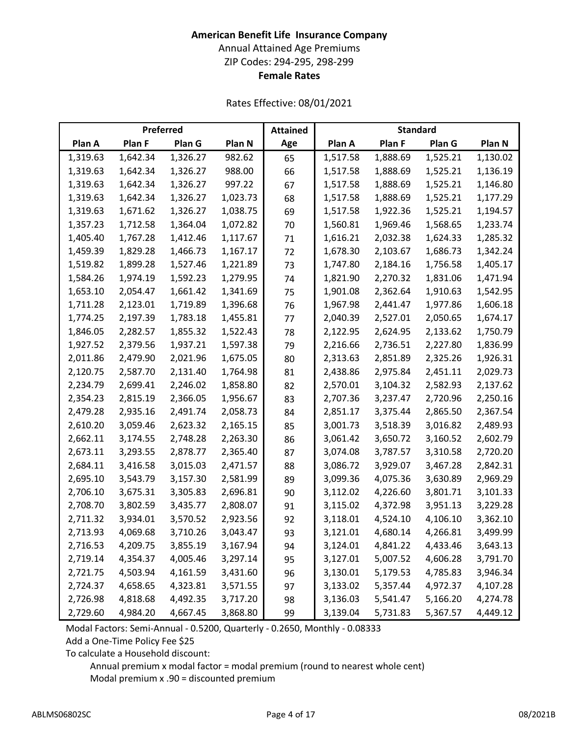**American Benefit Life Insurance Company**
Annual Attained Age Premiums
ZIP Codes: 294-295, 298-299
**Female Rates**

Rates Effective: 08/01/2021

| Preferred | | | | Attained | Standard | | | |
|---|---|---|---|---|---|---|---|---|
| Plan A | Plan F | Plan G | Plan N | Age | Plan A | Plan F | Plan G | Plan N |
| 1,319.63 | 1,642.34 | 1,326.27 | 982.62 | 65 | 1,517.58 | 1,888.69 | 1,525.21 | 1,130.02 |
| 1,319.63 | 1,642.34 | 1,326.27 | 988.00 | 66 | 1,517.58 | 1,888.69 | 1,525.21 | 1,136.19 |
| 1,319.63 | 1,642.34 | 1,326.27 | 997.22 | 67 | 1,517.58 | 1,888.69 | 1,525.21 | 1,146.80 |
| 1,319.63 | 1,642.34 | 1,326.27 | 1,023.73 | 68 | 1,517.58 | 1,888.69 | 1,525.21 | 1,177.29 |
| 1,319.63 | 1,671.62 | 1,326.27 | 1,038.75 | 69 | 1,517.58 | 1,922.36 | 1,525.21 | 1,194.57 |
| 1,357.23 | 1,712.58 | 1,364.04 | 1,072.82 | 70 | 1,560.81 | 1,969.46 | 1,568.65 | 1,233.74 |
| 1,405.40 | 1,767.28 | 1,412.46 | 1,117.67 | 71 | 1,616.21 | 2,032.38 | 1,624.33 | 1,285.32 |
| 1,459.39 | 1,829.28 | 1,466.73 | 1,167.17 | 72 | 1,678.30 | 2,103.67 | 1,686.73 | 1,342.24 |
| 1,519.82 | 1,899.28 | 1,527.46 | 1,221.89 | 73 | 1,747.80 | 2,184.16 | 1,756.58 | 1,405.17 |
| 1,584.26 | 1,974.19 | 1,592.23 | 1,279.95 | 74 | 1,821.90 | 2,270.32 | 1,831.06 | 1,471.94 |
| 1,653.10 | 2,054.47 | 1,661.42 | 1,341.69 | 75 | 1,901.08 | 2,362.64 | 1,910.63 | 1,542.95 |
| 1,711.28 | 2,123.01 | 1,719.89 | 1,396.68 | 76 | 1,967.98 | 2,441.47 | 1,977.86 | 1,606.18 |
| 1,774.25 | 2,197.39 | 1,783.18 | 1,455.81 | 77 | 2,040.39 | 2,527.01 | 2,050.65 | 1,674.17 |
| 1,846.05 | 2,282.57 | 1,855.32 | 1,522.43 | 78 | 2,122.95 | 2,624.95 | 2,133.62 | 1,750.79 |
| 1,927.52 | 2,379.56 | 1,937.21 | 1,597.38 | 79 | 2,216.66 | 2,736.51 | 2,227.80 | 1,836.99 |
| 2,011.86 | 2,479.90 | 2,021.96 | 1,675.05 | 80 | 2,313.63 | 2,851.89 | 2,325.26 | 1,926.31 |
| 2,120.75 | 2,587.70 | 2,131.40 | 1,764.98 | 81 | 2,438.86 | 2,975.84 | 2,451.11 | 2,029.73 |
| 2,234.79 | 2,699.41 | 2,246.02 | 1,858.80 | 82 | 2,570.01 | 3,104.32 | 2,582.93 | 2,137.62 |
| 2,354.23 | 2,815.19 | 2,366.05 | 1,956.67 | 83 | 2,707.36 | 3,237.47 | 2,720.96 | 2,250.16 |
| 2,479.28 | 2,935.16 | 2,491.74 | 2,058.73 | 84 | 2,851.17 | 3,375.44 | 2,865.50 | 2,367.54 |
| 2,610.20 | 3,059.46 | 2,623.32 | 2,165.15 | 85 | 3,001.73 | 3,518.39 | 3,016.82 | 2,489.93 |
| 2,662.11 | 3,174.55 | 2,748.28 | 2,263.30 | 86 | 3,061.42 | 3,650.72 | 3,160.52 | 2,602.79 |
| 2,673.11 | 3,293.55 | 2,878.77 | 2,365.40 | 87 | 3,074.08 | 3,787.57 | 3,310.58 | 2,720.20 |
| 2,684.11 | 3,416.58 | 3,015.03 | 2,471.57 | 88 | 3,086.72 | 3,929.07 | 3,467.28 | 2,842.31 |
| 2,695.10 | 3,543.79 | 3,157.30 | 2,581.99 | 89 | 3,099.36 | 4,075.36 | 3,630.89 | 2,969.29 |
| 2,706.10 | 3,675.31 | 3,305.83 | 2,696.81 | 90 | 3,112.02 | 4,226.60 | 3,801.71 | 3,101.33 |
| 2,708.70 | 3,802.59 | 3,435.77 | 2,808.07 | 91 | 3,115.02 | 4,372.98 | 3,951.13 | 3,229.28 |
| 2,711.32 | 3,934.01 | 3,570.52 | 2,923.56 | 92 | 3,118.01 | 4,524.10 | 4,106.10 | 3,362.10 |
| 2,713.93 | 4,069.68 | 3,710.26 | 3,043.47 | 93 | 3,121.01 | 4,680.14 | 4,266.81 | 3,499.99 |
| 2,716.53 | 4,209.75 | 3,855.19 | 3,167.94 | 94 | 3,124.01 | 4,841.22 | 4,433.46 | 3,643.13 |
| 2,719.14 | 4,354.37 | 4,005.46 | 3,297.14 | 95 | 3,127.01 | 5,007.52 | 4,606.28 | 3,791.70 |
| 2,721.75 | 4,503.94 | 4,161.59 | 3,431.60 | 96 | 3,130.01 | 5,179.53 | 4,785.83 | 3,946.34 |
| 2,724.37 | 4,658.65 | 4,323.81 | 3,571.55 | 97 | 3,133.02 | 5,357.44 | 4,972.37 | 4,107.28 |
| 2,726.98 | 4,818.68 | 4,492.35 | 3,717.20 | 98 | 3,136.03 | 5,541.47 | 5,166.20 | 4,274.78 |
| 2,729.60 | 4,984.20 | 4,667.45 | 3,868.80 | 99 | 3,139.04 | 5,731.83 | 5,367.57 | 4,449.12 |

Modal Factors: Semi-Annual - 0.5200, Quarterly - 0.2650, Monthly - 0.08333

Add a One-Time Policy Fee $25

To calculate a Household discount:

Annual premium x modal factor = modal premium (round to nearest whole cent)

Modal premium x .90 = discounted premium

ABLMS06802SC 08/2021B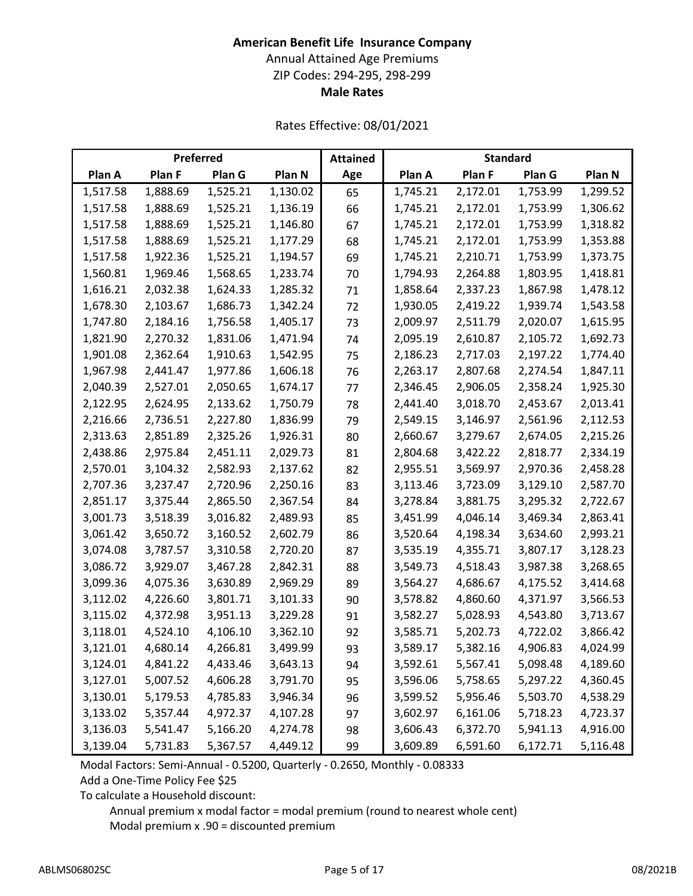**American Benefit Life Insurance Company**

Annual Attained Age Premiums

ZIP Codes: 294-295, 298-299

**Male Rates**

Rates Effective: 08/01/2021

| Preferred | | | | Attained | Standard | | | |
|---|---|---|---|---|---|---|---|---|
| Plan A | Plan F | Plan G | Plan N | Age | Plan A | Plan F | Plan G | Plan N |
| 1,517.58 | 1,888.69 | 1,525.21 | 1,130.02 | 65 | 1,745.21 | 2,172.01 | 1,753.99 | 1,299.52 |
| 1,517.58 | 1,888.69 | 1,525.21 | 1,136.19 | 66 | 1,745.21 | 2,172.01 | 1,753.99 | 1,306.62 |
| 1,517.58 | 1,888.69 | 1,525.21 | 1,146.80 | 67 | 1,745.21 | 2,172.01 | 1,753.99 | 1,318.82 |
| 1,517.58 | 1,888.69 | 1,525.21 | 1,177.29 | 68 | 1,745.21 | 2,172.01 | 1,753.99 | 1,353.88 |
| 1,517.58 | 1,922.36 | 1,525.21 | 1,194.57 | 69 | 1,745.21 | 2,210.71 | 1,753.99 | 1,373.75 |
| 1,560.81 | 1,969.46 | 1,568.65 | 1,233.74 | 70 | 1,794.93 | 2,264.88 | 1,803.95 | 1,418.81 |
| 1,616.21 | 2,032.38 | 1,624.33 | 1,285.32 | 71 | 1,858.64 | 2,337.23 | 1,867.98 | 1,478.12 |
| 1,678.30 | 2,103.67 | 1,686.73 | 1,342.24 | 72 | 1,930.05 | 2,419.22 | 1,939.74 | 1,543.58 |
| 1,747.80 | 2,184.16 | 1,756.58 | 1,405.17 | 73 | 2,009.97 | 2,511.79 | 2,020.07 | 1,615.95 |
| 1,821.90 | 2,270.32 | 1,831.06 | 1,471.94 | 74 | 2,095.19 | 2,610.87 | 2,105.72 | 1,692.73 |
| 1,901.08 | 2,362.64 | 1,910.63 | 1,542.95 | 75 | 2,186.23 | 2,717.03 | 2,197.22 | 1,774.40 |
| 1,967.98 | 2,441.47 | 1,977.86 | 1,606.18 | 76 | 2,263.17 | 2,807.68 | 2,274.54 | 1,847.11 |
| 2,040.39 | 2,527.01 | 2,050.65 | 1,674.17 | 77 | 2,346.45 | 2,906.05 | 2,358.24 | 1,925.30 |
| 2,122.95 | 2,624.95 | 2,133.62 | 1,750.79 | 78 | 2,441.40 | 3,018.70 | 2,453.67 | 2,013.41 |
| 2,216.66 | 2,736.51 | 2,227.80 | 1,836.99 | 79 | 2,549.15 | 3,146.97 | 2,561.96 | 2,112.53 |
| 2,313.63 | 2,851.89 | 2,325.26 | 1,926.31 | 80 | 2,660.67 | 3,279.67 | 2,674.05 | 2,215.26 |
| 2,438.86 | 2,975.84 | 2,451.11 | 2,029.73 | 81 | 2,804.68 | 3,422.22 | 2,818.77 | 2,334.19 |
| 2,570.01 | 3,104.32 | 2,582.93 | 2,137.62 | 82 | 2,955.51 | 3,569.97 | 2,970.36 | 2,458.28 |
| 2,707.36 | 3,237.47 | 2,720.96 | 2,250.16 | 83 | 3,113.46 | 3,723.09 | 3,129.10 | 2,587.70 |
| 2,851.17 | 3,375.44 | 2,865.50 | 2,367.54 | 84 | 3,278.84 | 3,881.75 | 3,295.32 | 2,722.67 |
| 3,001.73 | 3,518.39 | 3,016.82 | 2,489.93 | 85 | 3,451.99 | 4,046.14 | 3,469.34 | 2,863.41 |
| 3,061.42 | 3,650.72 | 3,160.52 | 2,602.79 | 86 | 3,520.64 | 4,198.34 | 3,634.60 | 2,993.21 |
| 3,074.08 | 3,787.57 | 3,310.58 | 2,720.20 | 87 | 3,535.19 | 4,355.71 | 3,807.17 | 3,128.23 |
| 3,086.72 | 3,929.07 | 3,467.28 | 2,842.31 | 88 | 3,549.73 | 4,518.43 | 3,987.38 | 3,268.65 |
| 3,099.36 | 4,075.36 | 3,630.89 | 2,969.29 | 89 | 3,564.27 | 4,686.67 | 4,175.52 | 3,414.68 |
| 3,112.02 | 4,226.60 | 3,801.71 | 3,101.33 | 90 | 3,578.82 | 4,860.60 | 4,371.97 | 3,566.53 |
| 3,115.02 | 4,372.98 | 3,951.13 | 3,229.28 | 91 | 3,582.27 | 5,028.93 | 4,543.80 | 3,713.67 |
| 3,118.01 | 4,524.10 | 4,106.10 | 3,362.10 | 92 | 3,585.71 | 5,202.73 | 4,722.02 | 3,866.42 |
| 3,121.01 | 4,680.14 | 4,266.81 | 3,499.99 | 93 | 3,589.17 | 5,382.16 | 4,906.83 | 4,024.99 |
| 3,124.01 | 4,841.22 | 4,433.46 | 3,643.13 | 94 | 3,592.61 | 5,567.41 | 5,098.48 | 4,189.60 |
| 3,127.01 | 5,007.52 | 4,606.28 | 3,791.70 | 95 | 3,596.06 | 5,758.65 | 5,297.22 | 4,360.45 |
| 3,130.01 | 5,179.53 | 4,785.83 | 3,946.34 | 96 | 3,599.52 | 5,956.46 | 5,503.70 | 4,538.29 |
| 3,133.02 | 5,357.44 | 4,972.37 | 4,107.28 | 97 | 3,602.97 | 6,161.06 | 5,718.23 | 4,723.37 |
| 3,136.03 | 5,541.47 | 5,166.20 | 4,274.78 | 98 | 3,606.43 | 6,372.70 | 5,941.13 | 4,916.00 |
| 3,139.04 | 5,731.83 | 5,367.57 | 4,449.12 | 99 | 3,609.89 | 6,591.60 | 6,172.71 | 5,116.48 |

Modal Factors: Semi-Annual - 0.5200, Quarterly - 0.2650, Monthly - 0.08333

Add a One-Time Policy Fee $25

To calculate a Household discount:

Annual premium x modal factor = modal premium (round to nearest whole cent)

Modal premium x .90 = discounted premium

ABLMS06802SC 08/2021B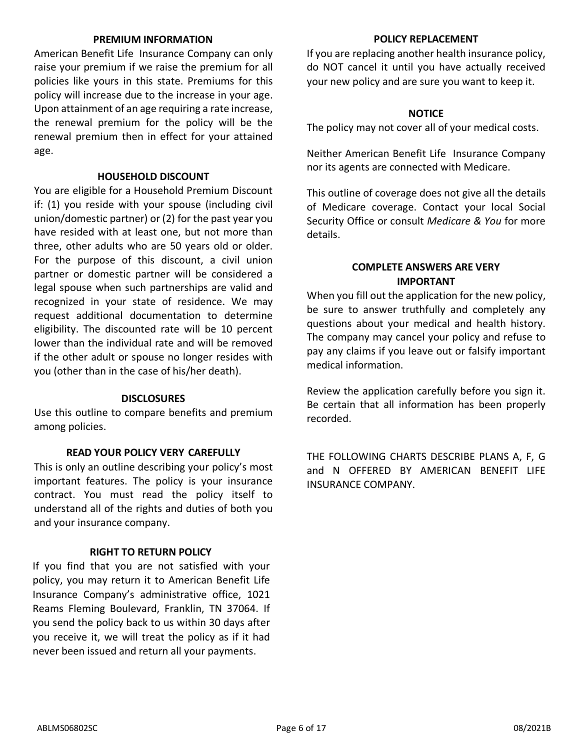## PREMIUM INFORMATION

American Benefit Life Insurance Company can only raise your premium if we raise the premium for all policies like yours in this state. Premiums for this policy will increase due to the increase in your age. Upon attainment of an age requiring a rate increase, the renewal premium for the policy will be the renewal premium then in effect for your attained age.

## HOUSEHOLD DISCOUNT

You are eligible for a Household Premium Discount if: (1) you reside with your spouse (including civil union/domestic partner) or (2) for the past year you have resided with at least one, but not more than three, other adults who are 50 years old or older. For the purpose of this discount, a civil union partner or domestic partner will be considered a legal spouse when such partnerships are valid and recognized in your state of residence. We may request additional documentation to determine eligibility. The discounted rate will be 10 percent lower than the individual rate and will be removed if the other adult or spouse no longer resides with you (other than in the case of his/her death).

## DISCLOSURES

Use this outline to compare benefits and premium among policies.

## READ YOUR POLICY VERY CAREFULLY

This is only an outline describing your policy's most important features. The policy is your insurance contract. You must read the policy itself to understand all of the rights and duties of both you and your insurance company.

## RIGHT TO RETURN POLICY

If you find that you are not satisfied with your policy, you may return it to American Benefit Life Insurance Company's administrative office, 1021 Reams Fleming Boulevard, Franklin, TN 37064. If you send the policy back to us within 30 days after you receive it, we will treat the policy as if it had never been issued and return all your payments.

## POLICY REPLACEMENT

If you are replacing another health insurance policy, do NOT cancel it until you have actually received your new policy and are sure you want to keep it.

## NOTICE

The policy may not cover all of your medical costs.

Neither American Benefit Life Insurance Company nor its agents are connected with Medicare.

This outline of coverage does not give all the details of Medicare coverage. Contact your local Social Security Office or consult *Medicare & You* for more details.

## COMPLETE ANSWERS ARE VERY IMPORTANT

When you fill out the application for the new policy, be sure to answer truthfully and completely any questions about your medical and health history. The company may cancel your policy and refuse to pay any claims if you leave out or falsify important medical information.

Review the application carefully before you sign it. Be certain that all information has been properly recorded.

THE FOLLOWING CHARTS DESCRIBE PLANS A, F, G and N OFFERED BY AMERICAN BENEFIT LIFE INSURANCE COMPANY.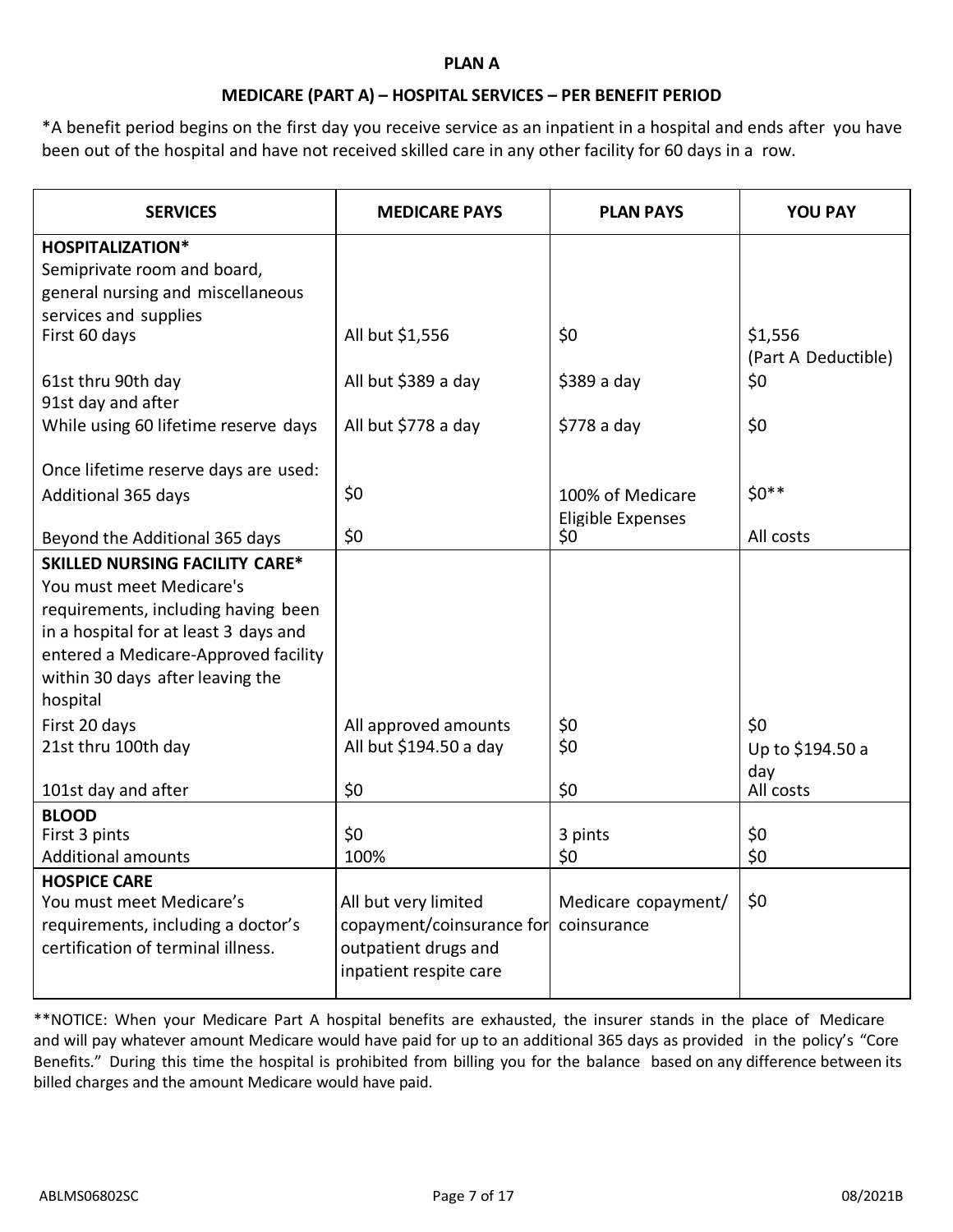**PLAN A**

**MEDICARE (PART A) – HOSPITAL SERVICES – PER BENEFIT PERIOD**

*A benefit period begins on the first day you receive service as an inpatient in a hospital and ends after you have been out of the hospital and have not received skilled care in any other facility for 60 days in a row.

| SERVICES | MEDICARE PAYS | PLAN PAYS | YOU PAY |
|---|---|---|---|
| **HOSPITALIZATION*** Semiprivate room and board, general nursing and miscellaneous services and supplies | | | |
| First 60 days | All but $1,556 | $0 | $1,556 (Part A Deductible) |
| 61st thru 90th day | All but $389 a day | $389 a day | $0 |
| 91st day and after While using 60 lifetime reserve days | All but $778 a day | $778 a day | $0 |
| Once lifetime reserve days are used: | | | |
| Additional 365 days | $0 | 100% of Medicare Eligible Expenses | $0** |
| Beyond the Additional 365 days | $0 | $0 | All costs |
| **SKILLED NURSING FACILITY CARE*** You must meet Medicare's requirements, including having been in a hospital for at least 3 days and entered a Medicare-Approved facility within 30 days after leaving the hospital | | | |
| First 20 days | All approved amounts | $0 | $0 |
| 21st thru 100th day | All but $194.50 a day | $0 | Up to $194.50 a day |
| 101st day and after | $0 | $0 | All costs |
| **BLOOD** | | | |
| First 3 pints | $0 | 3 pints | $0 |
| Additional amounts | 100% | $0 | $0 |
| **HOSPICE CARE** You must meet Medicare's requirements, including a doctor's certification of terminal illness. | All but very limited copayment/coinsurance for outpatient drugs and inpatient respite care | Medicare copayment/ coinsurance | $0 |

**NOTICE: When your Medicare Part A hospital benefits are exhausted, the insurer stands in the place of Medicare and will pay whatever amount Medicare would have paid for up to an additional 365 days as provided in the policy's "Core Benefits." During this time the hospital is prohibited from billing you for the balance based on any difference between its billed charges and the amount Medicare would have paid.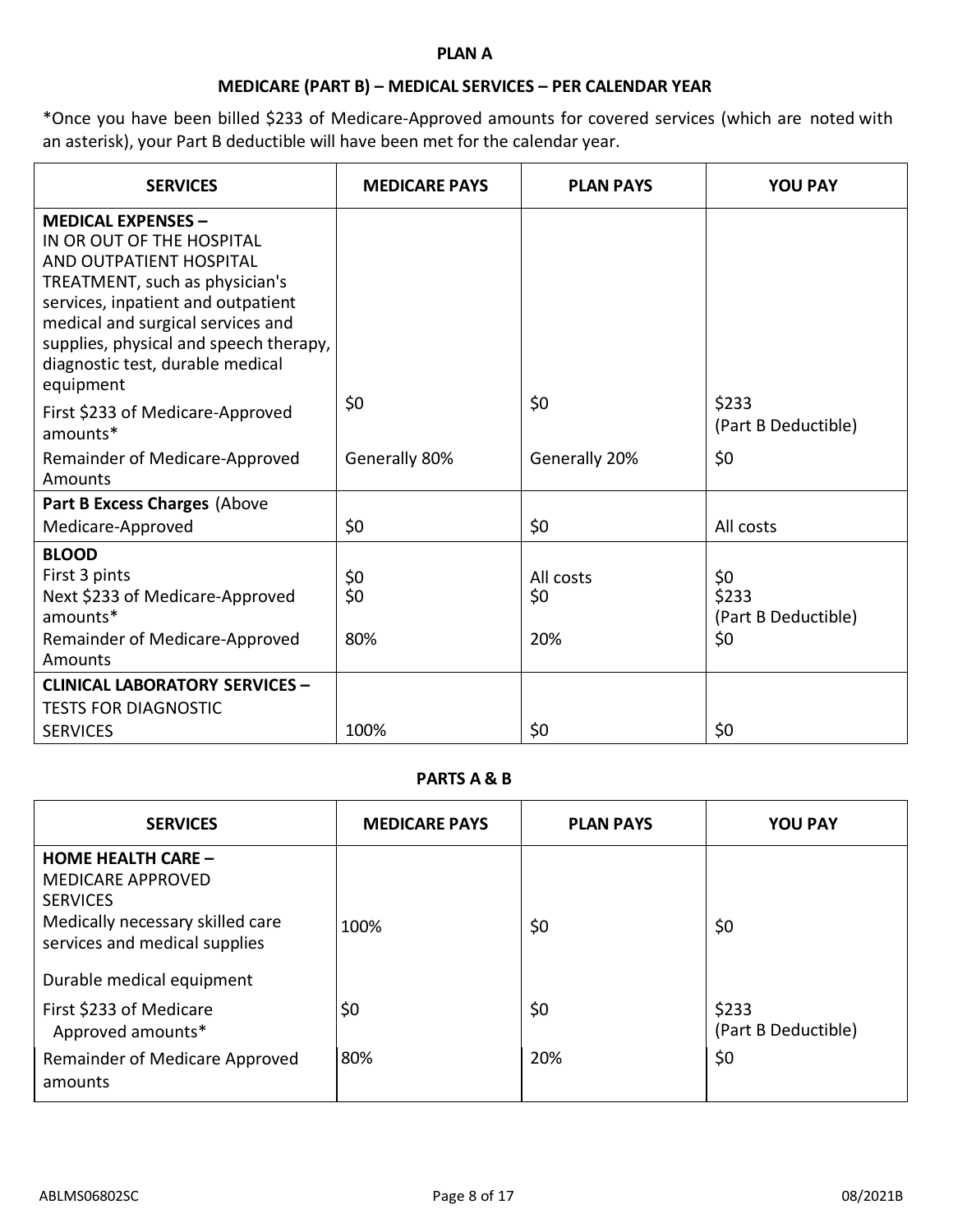**PLAN A**

**MEDICARE (PART B) – MEDICAL SERVICES – PER CALENDAR YEAR**

*Once you have been billed $233 of Medicare-Approved amounts for covered services (which are noted with an asterisk), your Part B deductible will have been met for the calendar year.

| SERVICES | MEDICARE PAYS | PLAN PAYS | YOU PAY |
|---|---|---|---|
| **MEDICAL EXPENSES –** IN OR OUT OF THE HOSPITAL AND OUTPATIENT HOSPITAL TREATMENT, such as physician's services, inpatient and outpatient medical and surgical services and supplies, physical and speech therapy, diagnostic test, durable medical equipment | | | |
| First $233 of Medicare-Approved amounts* | $0 | $0 | $233 (Part B Deductible) |
| Remainder of Medicare-Approved Amounts | Generally 80% | Generally 20% | $0 |
| **Part B Excess Charges** (Above Medicare-Approved | $0 | $0 | All costs |
| **BLOOD** | | | |
| First 3 pints | $0 | All costs | $0 |
| Next $233 of Medicare-Approved amounts* | $0 | $0 | $233 (Part B Deductible) |
| Remainder of Medicare-Approved Amounts | 80% | 20% | $0 |
| **CLINICAL LABORATORY SERVICES –** TESTS FOR DIAGNOSTIC SERVICES | 100% | $0 | $0 |

**PARTS A & B**

| SERVICES | MEDICARE PAYS | PLAN PAYS | YOU PAY |
|---|---|---|---|
| **HOME HEALTH CARE –** MEDICARE APPROVED SERVICES | | | |
| Medically necessary skilled care services and medical supplies | 100% | $0 | $0 |
| Durable medical equipment | | | |
| First $233 of Medicare Approved amounts* | $0 | $0 | $233 (Part B Deductible) |
| Remainder of Medicare Approved amounts | 80% | 20% | $0 |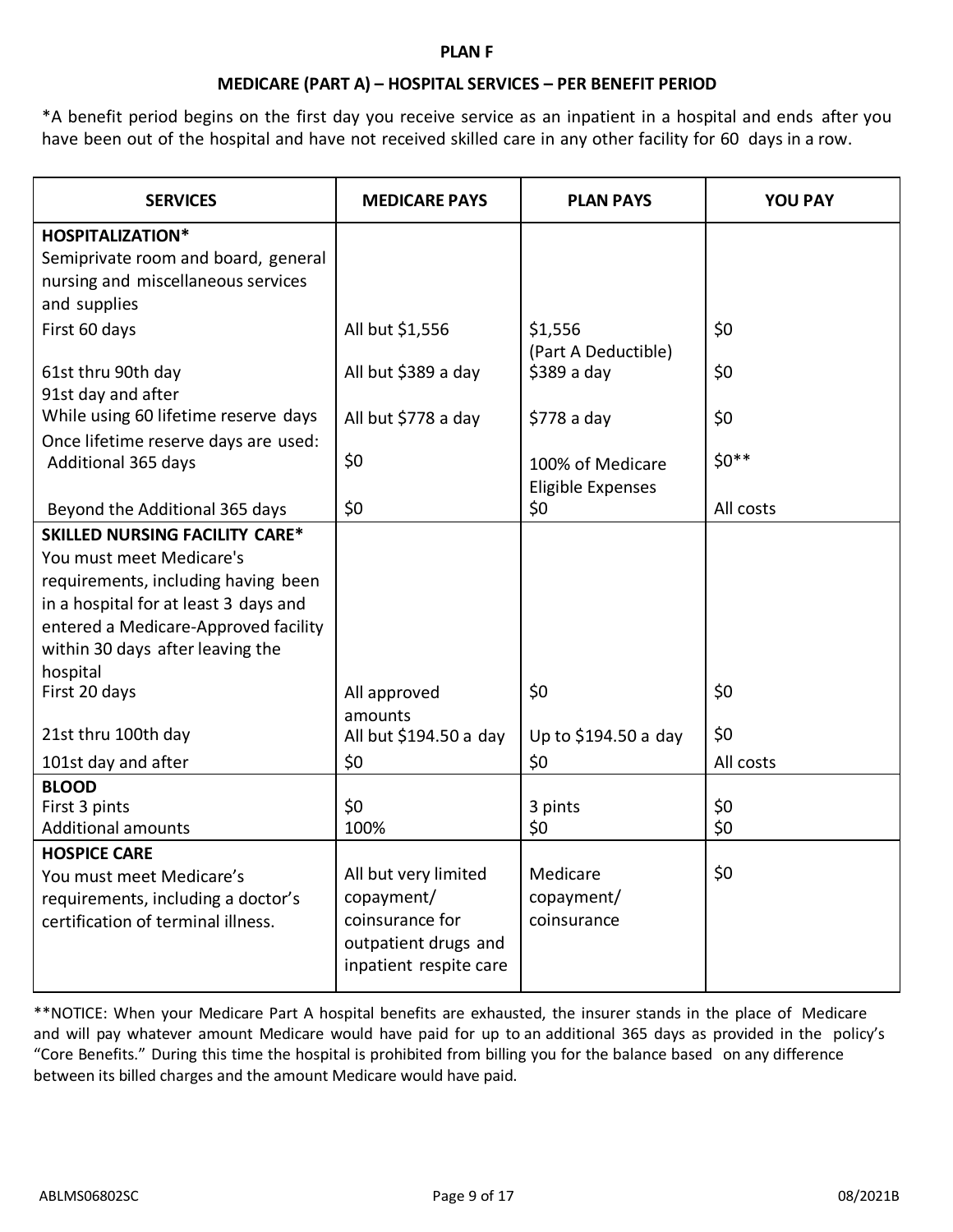## PLAN F

### MEDICARE (PART A) – HOSPITAL SERVICES – PER BENEFIT PERIOD

*A benefit period begins on the first day you receive service as an inpatient in a hospital and ends after you have been out of the hospital and have not received skilled care in any other facility for 60 days in a row.

| SERVICES | MEDICARE PAYS | PLAN PAYS | YOU PAY |
|---|---|---|---|
| **HOSPITALIZATION*** Semiprivate room and board, general nursing and miscellaneous services and supplies | | | |
| First 60 days | All but $1,556 | $1,556 (Part A Deductible) | $0 |
| 61st thru 90th day | All but $389 a day | $389 a day | $0 |
| 91st day and after | | | |
| While using 60 lifetime reserve days | All but $778 a day | $778 a day | $0 |
| Once lifetime reserve days are used: | | | |
| Additional 365 days | $0 | 100% of Medicare Eligible Expenses | $0** |
| Beyond the Additional 365 days | $0 | $0 | All costs |
| **SKILLED NURSING FACILITY CARE*** You must meet Medicare's requirements, including having been in a hospital for at least 3 days and entered a Medicare-Approved facility within 30 days after leaving the hospital | | | |
| First 20 days | All approved amounts | $0 | $0 |
| 21st thru 100th day | All but $194.50 a day | Up to $194.50 a day | $0 |
| 101st day and after | $0 | $0 | All costs |
| **BLOOD** | | | |
| First 3 pints | $0 | 3 pints | $0 |
| Additional amounts | 100% | $0 | $0 |
| **HOSPICE CARE** You must meet Medicare's requirements, including a doctor's certification of terminal illness. | All but very limited copayment/ coinsurance for outpatient drugs and inpatient respite care | Medicare copayment/ coinsurance | $0 |

**NOTICE: When your Medicare Part A hospital benefits are exhausted, the insurer stands in the place of Medicare and will pay whatever amount Medicare would have paid for up to an additional 365 days as provided in the policy's "Core Benefits." During this time the hospital is prohibited from billing you for the balance based on any difference between its billed charges and the amount Medicare would have paid.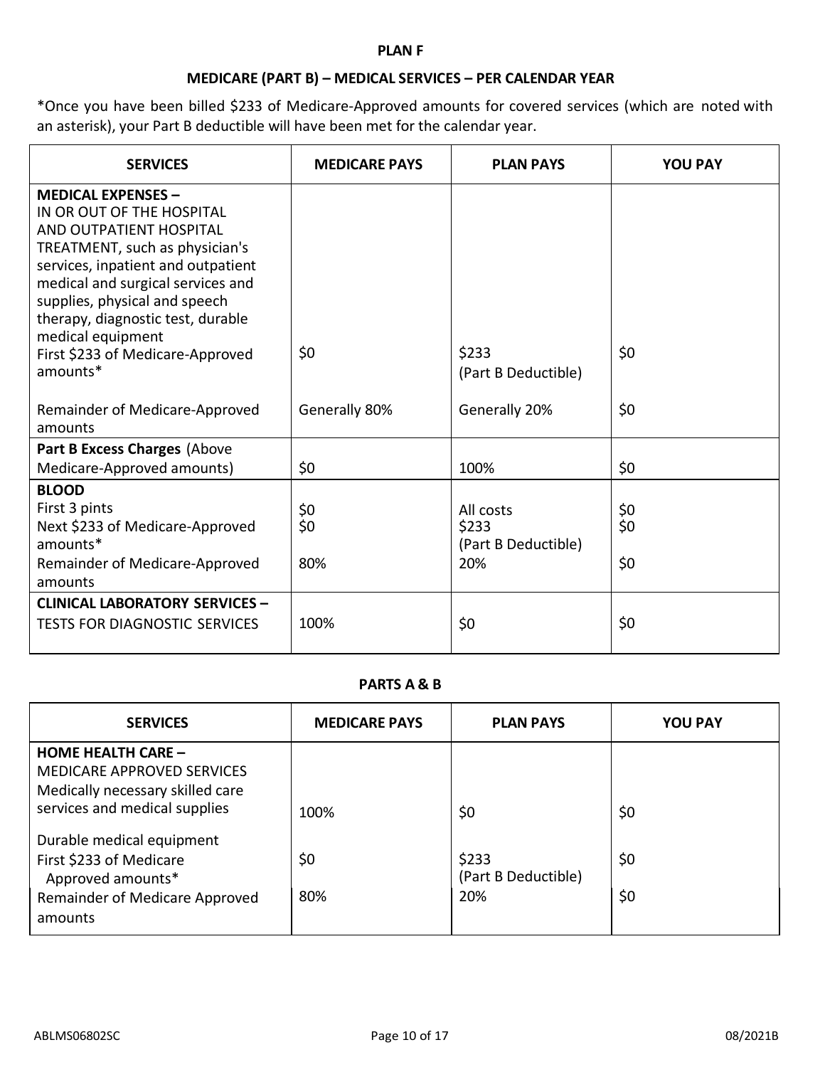**PLAN F**

**MEDICARE (PART B) – MEDICAL SERVICES – PER CALENDAR YEAR**

*Once you have been billed $233 of Medicare-Approved amounts for covered services (which are noted with an asterisk), your Part B deductible will have been met for the calendar year.

| SERVICES | MEDICARE PAYS | PLAN PAYS | YOU PAY |
|---|---|---|---|
| **MEDICAL EXPENSES –** IN OR OUT OF THE HOSPITAL AND OUTPATIENT HOSPITAL TREATMENT, such as physician's services, inpatient and outpatient medical and surgical services and supplies, physical and speech therapy, diagnostic test, durable medical equipment | | | |
| First $233 of Medicare-Approved amounts* | $0 | $233 (Part B Deductible) | $0 |
| Remainder of Medicare-Approved amounts | Generally 80% | Generally 20% | $0 |
| **Part B Excess Charges** (Above Medicare-Approved amounts) | $0 | 100% | $0 |
| **BLOOD** | | | |
| First 3 pints | $0 | All costs | $0 |
| Next $233 of Medicare-Approved amounts* | $0 | $233 (Part B Deductible) | $0 |
| Remainder of Medicare-Approved amounts | 80% | 20% | $0 |
| **CLINICAL LABORATORY SERVICES –** TESTS FOR DIAGNOSTIC SERVICES | 100% | $0 | $0 |

**PARTS A & B**

| SERVICES | MEDICARE PAYS | PLAN PAYS | YOU PAY |
|---|---|---|---|
| **HOME HEALTH CARE –** MEDICARE APPROVED SERVICES | | | |
| Medically necessary skilled care services and medical supplies | 100% | $0 | $0 |
| Durable medical equipment | | | |
| First $233 of Medicare Approved amounts* | $0 | $233 (Part B Deductible) | $0 |
| Remainder of Medicare Approved amounts | 80% | 20% | $0 |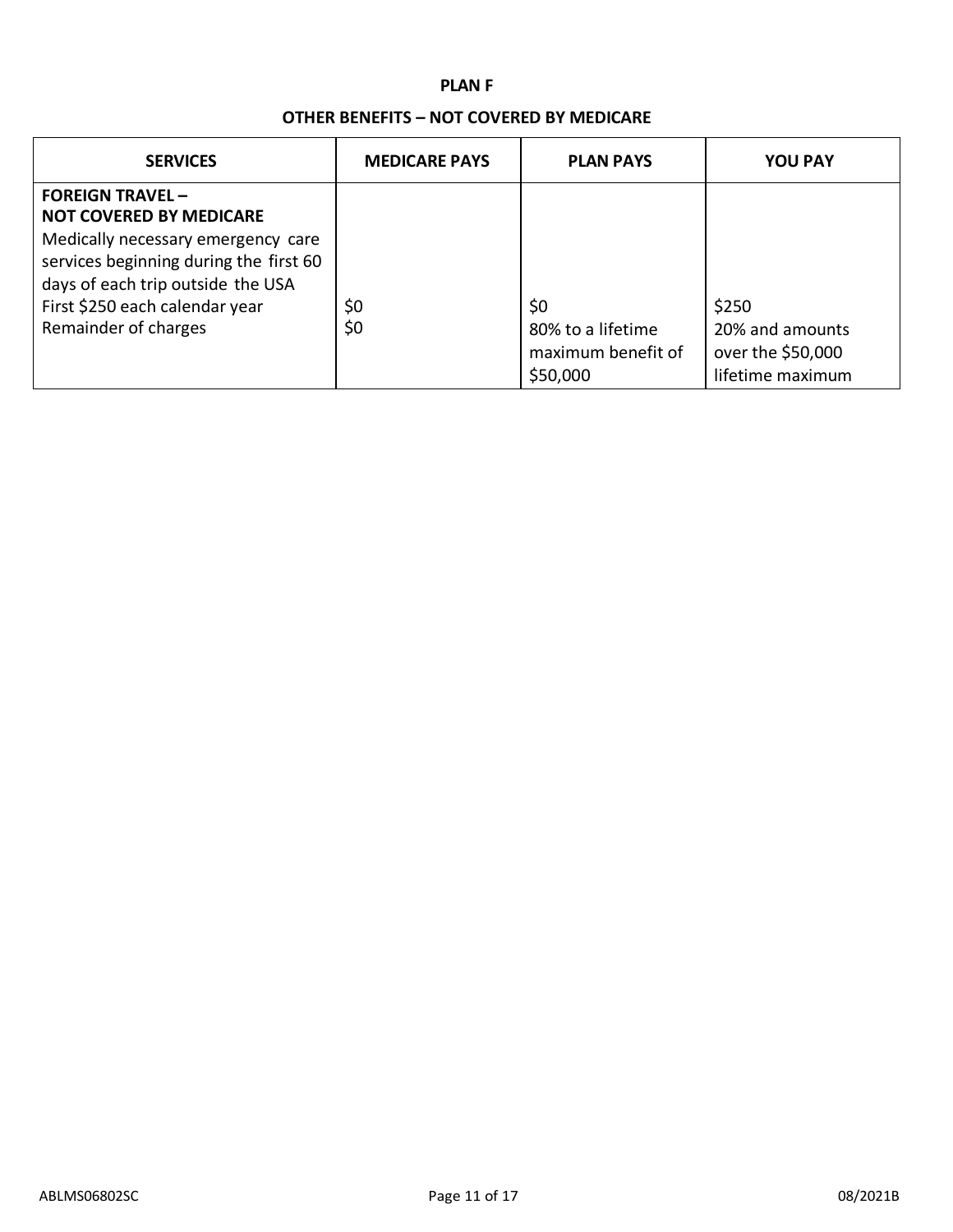# PLAN F

## OTHER BENEFITS – NOT COVERED BY MEDICARE

| SERVICES | MEDICARE PAYS | PLAN PAYS | YOU PAY |
|---|---|---|---|
| **FOREIGN TRAVEL – NOT COVERED BY MEDICARE**<br>Medically necessary emergency care services beginning during the first 60 days of each trip outside the USA | | | |
| First $250 each calendar year | $0 | $0 | $250 |
| Remainder of charges | $0 | 80% to a lifetime maximum benefit of $50,000 | 20% and amounts over the $50,000 lifetime maximum |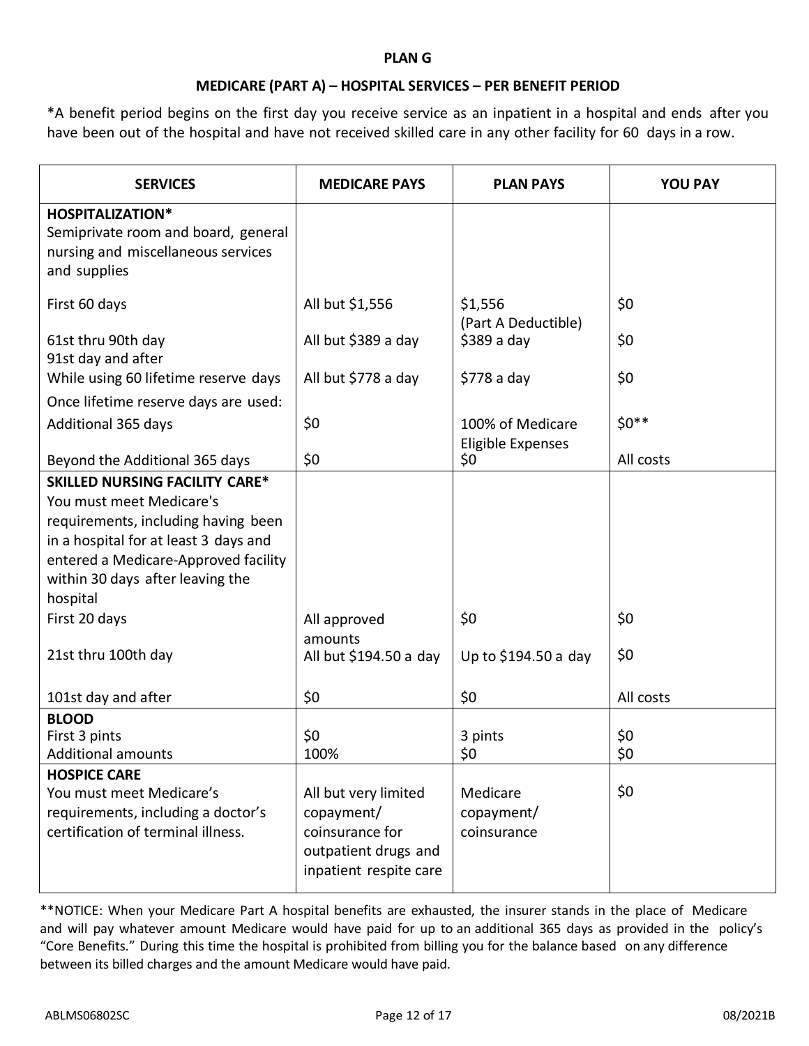**PLAN G**

**MEDICARE (PART A) – HOSPITAL SERVICES – PER BENEFIT PERIOD**

*A benefit period begins on the first day you receive service as an inpatient in a hospital and ends after you have been out of the hospital and have not received skilled care in any other facility for 60 days in a row.

| SERVICES | MEDICARE PAYS | PLAN PAYS | YOU PAY |
|---|---|---|---|
| **HOSPITALIZATION*** Semiprivate room and board, general nursing and miscellaneous services and supplies | | | |
| First 60 days | All but $1,556 | $1,556 (Part A Deductible) | $0 |
| 61st thru 90th day | All but $389 a day | $389 a day | $0 |
| 91st day and after While using 60 lifetime reserve days | All but $778 a day | $778 a day | $0 |
| Once lifetime reserve days are used: | | | |
| Additional 365 days | $0 | 100% of Medicare Eligible Expenses | $0** |
| Beyond the Additional 365 days | $0 | $0 | All costs |
| **SKILLED NURSING FACILITY CARE*** You must meet Medicare's requirements, including having been in a hospital for at least 3 days and entered a Medicare-Approved facility within 30 days after leaving the hospital | | | |
| First 20 days | All approved amounts | $0 | $0 |
| 21st thru 100th day | All but $194.50 a day | Up to $194.50 a day | $0 |
| 101st day and after | $0 | $0 | All costs |
| **BLOOD** | | | |
| First 3 pints | $0 | 3 pints | $0 |
| Additional amounts | 100% | $0 | $0 |
| **HOSPICE CARE** You must meet Medicare's requirements, including a doctor's certification of terminal illness. | All but very limited copayment/ coinsurance for outpatient drugs and inpatient respite care | Medicare copayment/ coinsurance | $0 |

**NOTICE: When your Medicare Part A hospital benefits are exhausted, the insurer stands in the place of Medicare and will pay whatever amount Medicare would have paid for up to an additional 365 days as provided in the policy's "Core Benefits." During this time the hospital is prohibited from billing you for the balance based on any difference between its billed charges and the amount Medicare would have paid.

ABLMS06802SC 08/2021B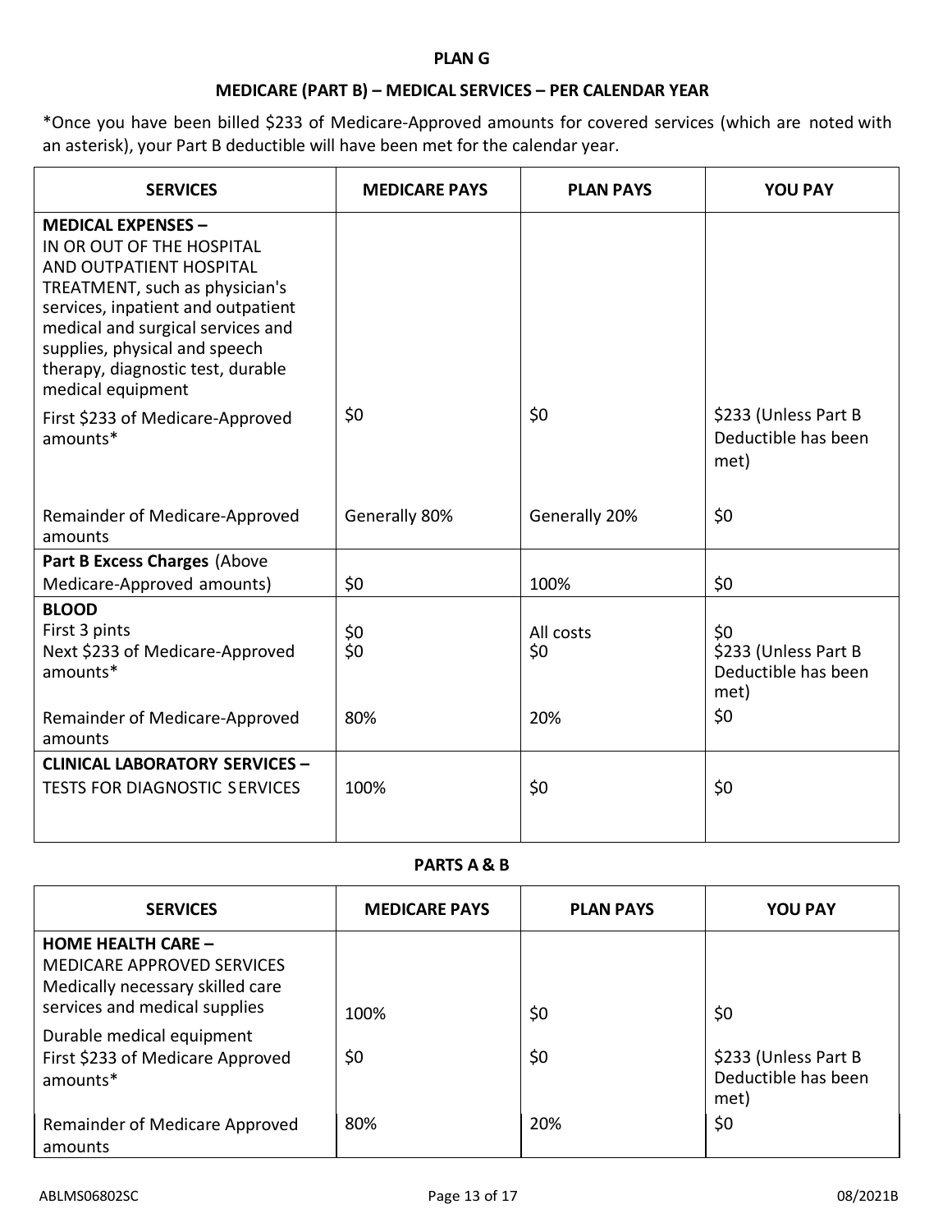**PLAN G**

**MEDICARE (PART B) – MEDICAL SERVICES – PER CALENDAR YEAR**

*Once you have been billed $233 of Medicare-Approved amounts for covered services (which are noted with an asterisk), your Part B deductible will have been met for the calendar year.

| SERVICES | MEDICARE PAYS | PLAN PAYS | YOU PAY |
|---|---|---|---|
| **MEDICAL EXPENSES –** IN OR OUT OF THE HOSPITAL AND OUTPATIENT HOSPITAL TREATMENT, such as physician's services, inpatient and outpatient medical and surgical services and supplies, physical and speech therapy, diagnostic test, durable medical equipment | | | |
| First $233 of Medicare-Approved amounts* | $0 | $0 | $233 (Unless Part B Deductible has been met) |
| Remainder of Medicare-Approved amounts | Generally 80% | Generally 20% | $0 |
| **Part B Excess Charges** (Above Medicare-Approved amounts) | $0 | 100% | $0 |
| **BLOOD** | | | |
| First 3 pints | $0 | All costs | $0 |
| Next $233 of Medicare-Approved amounts* | $0 | $0 | $233 (Unless Part B Deductible has been met) |
| Remainder of Medicare-Approved amounts | 80% | 20% | $0 |
| **CLINICAL LABORATORY SERVICES –** TESTS FOR DIAGNOSTIC SERVICES | 100% | $0 | $0 |

**PARTS A & B**

| SERVICES | MEDICARE PAYS | PLAN PAYS | YOU PAY |
|---|---|---|---|
| **HOME HEALTH CARE –** MEDICARE APPROVED SERVICES Medically necessary skilled care services and medical supplies | 100% | $0 | $0 |
| Durable medical equipment First $233 of Medicare Approved amounts* | $0 | $0 | $233 (Unless Part B Deductible has been met) |
| Remainder of Medicare Approved amounts | 80% | 20% | $0 |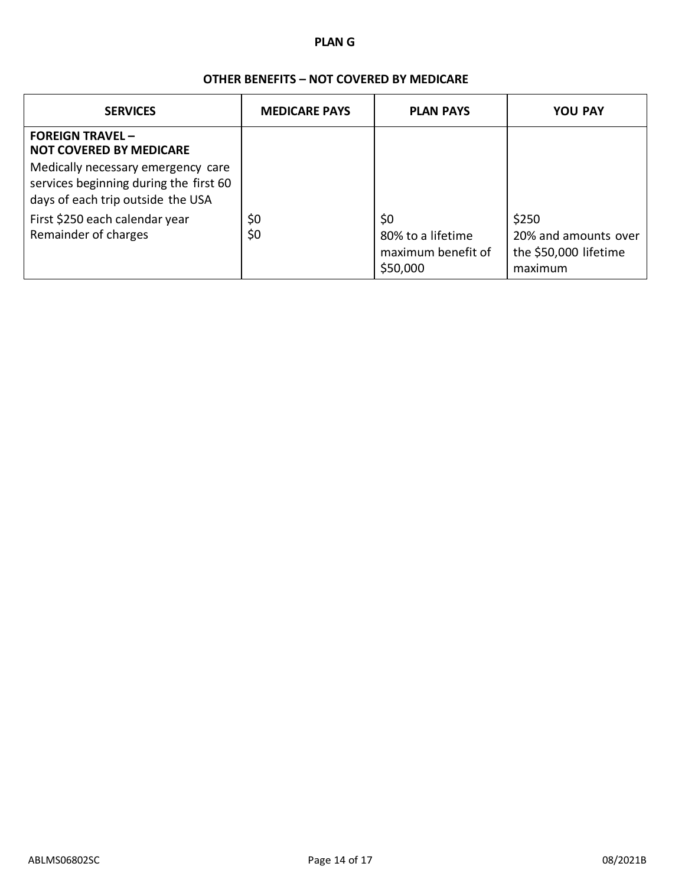**PLAN G**

**OTHER BENEFITS – NOT COVERED BY MEDICARE**

| SERVICES | MEDICARE PAYS | PLAN PAYS | YOU PAY |
|---|---|---|---|
| **FOREIGN TRAVEL – NOT COVERED BY MEDICARE**<br>Medically necessary emergency care services beginning during the first 60 days of each trip outside the USA | | | |
| First $250 each calendar year | $0 | $0 | $250 |
| Remainder of charges | $0 | 80% to a lifetime maximum benefit of $50,000 | 20% and amounts over the $50,000 lifetime maximum |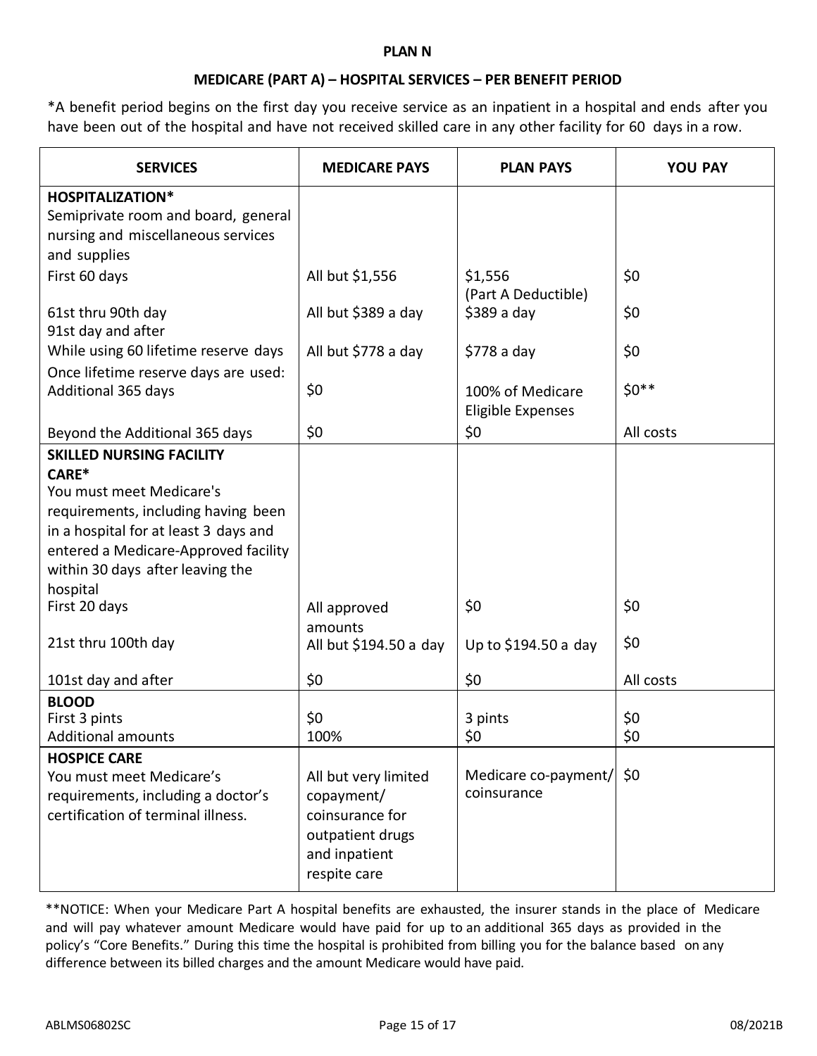**PLAN N**

**MEDICARE (PART A) – HOSPITAL SERVICES – PER BENEFIT PERIOD**

*A benefit period begins on the first day you receive service as an inpatient in a hospital and ends after you have been out of the hospital and have not received skilled care in any other facility for 60 days in a row.

| SERVICES | MEDICARE PAYS | PLAN PAYS | YOU PAY |
|---|---|---|---|
| **HOSPITALIZATION*** Semiprivate room and board, general nursing and miscellaneous services and supplies | | | |
| First 60 days | All but $1,556 | $1,556 (Part A Deductible) | $0 |
| 61st thru 90th day | All but $389 a day | $389 a day | $0 |
| 91st day and after While using 60 lifetime reserve days | All but $778 a day | $778 a day | $0 |
| Once lifetime reserve days are used: Additional 365 days | $0 | 100% of Medicare Eligible Expenses | $0** |
| Beyond the Additional 365 days | $0 | $0 | All costs |
| **SKILLED NURSING FACILITY CARE*** You must meet Medicare's requirements, including having been in a hospital for at least 3 days and entered a Medicare-Approved facility within 30 days after leaving the hospital | | | |
| First 20 days | All approved amounts | $0 | $0 |
| 21st thru 100th day | All but $194.50 a day | Up to $194.50 a day | $0 |
| 101st day and after | $0 | $0 | All costs |
| **BLOOD** | | | |
| First 3 pints | $0 | 3 pints | $0 |
| Additional amounts | 100% | $0 | $0 |
| **HOSPICE CARE** You must meet Medicare's requirements, including a doctor's certification of terminal illness. | All but very limited copayment/ coinsurance for outpatient drugs and inpatient respite care | Medicare co-payment/ coinsurance | $0 |

**NOTICE: When your Medicare Part A hospital benefits are exhausted, the insurer stands in the place of Medicare and will pay whatever amount Medicare would have paid for up to an additional 365 days as provided in the policy's "Core Benefits." During this time the hospital is prohibited from billing you for the balance based on any difference between its billed charges and the amount Medicare would have paid.

ABLMS06802SC 08/2021B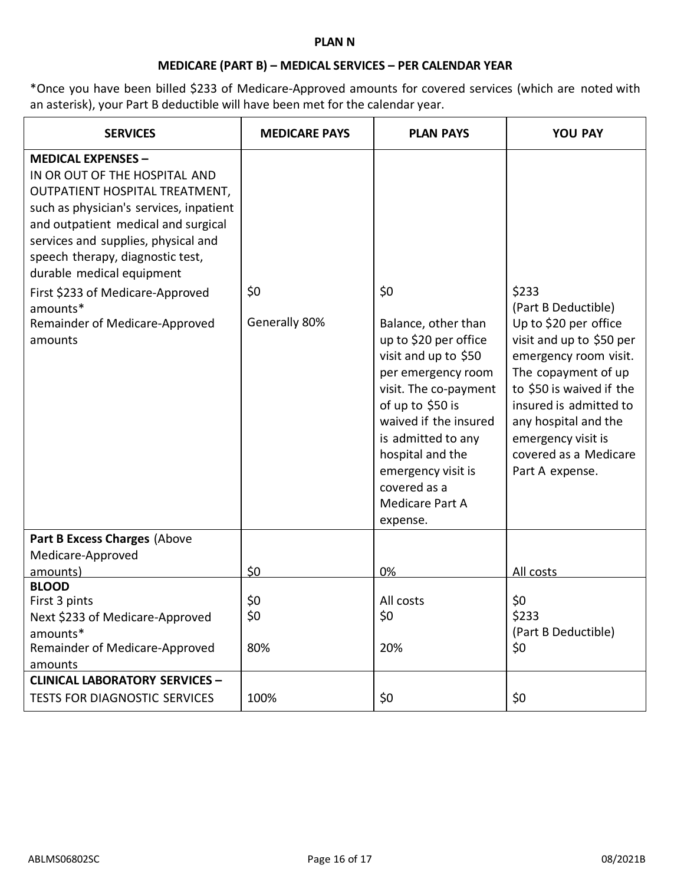**PLAN N**

**MEDICARE (PART B) – MEDICAL SERVICES – PER CALENDAR YEAR**

*Once you have been billed $233 of Medicare-Approved amounts for covered services (which are noted with an asterisk), your Part B deductible will have been met for the calendar year.

| SERVICES | MEDICARE PAYS | PLAN PAYS | YOU PAY |
|---|---|---|---|
| **MEDICAL EXPENSES –** IN OR OUT OF THE HOSPITAL AND OUTPATIENT HOSPITAL TREATMENT, such as physician's services, inpatient and outpatient medical and surgical services and supplies, physical and speech therapy, diagnostic test, durable medical equipment | | | |
| First $233 of Medicare-Approved amounts* | $0 | $0 | $233 (Part B Deductible) |
| Remainder of Medicare-Approved amounts | Generally 80% | Balance, other than up to $20 per office visit and up to $50 per emergency room visit. The co-payment of up to $50 is waived if the insured is admitted to any hospital and the emergency visit is covered as a Medicare Part A expense. | Up to $20 per office visit and up to $50 per emergency room visit. The copayment of up to $50 is waived if the insured is admitted to any hospital and the emergency visit is covered as a Medicare Part A expense. |
| **Part B Excess Charges** (Above Medicare-Approved amounts) | $0 | 0% | All costs |
| **BLOOD** | | | |
| First 3 pints | $0 | All costs | $0 |
| Next $233 of Medicare-Approved amounts* | $0 | $0 | $233 (Part B Deductible) |
| Remainder of Medicare-Approved amounts | 80% | 20% | $0 |
| **CLINICAL LABORATORY SERVICES –** TESTS FOR DIAGNOSTIC SERVICES | 100% | $0 | $0 |

ABLMS06802SC 08/2021B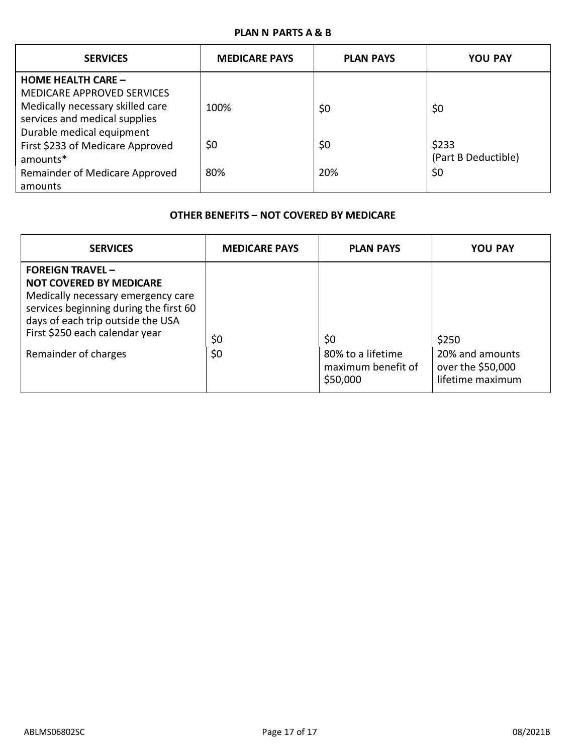## PLAN N PARTS A & B

| SERVICES | MEDICARE PAYS | PLAN PAYS | YOU PAY |
|---|---|---|---|
| **HOME HEALTH CARE –** MEDICARE APPROVED SERVICES | | | |
| Medically necessary skilled care services and medical supplies | 100% | $0 | $0 |
| Durable medical equipment | | | |
| First $233 of Medicare Approved amounts* | $0 | $0 | $233 (Part B Deductible) |
| Remainder of Medicare Approved amounts | 80% | 20% | $0 |

## OTHER BENEFITS – NOT COVERED BY MEDICARE

| SERVICES | MEDICARE PAYS | PLAN PAYS | YOU PAY |
|---|---|---|---|
| **FOREIGN TRAVEL – NOT COVERED BY MEDICARE** Medically necessary emergency care services beginning during the first 60 days of each trip outside the USA | | | |
| First $250 each calendar year | $0 | $0 | $250 |
| Remainder of charges | $0 | 80% to a lifetime maximum benefit of $50,000 | 20% and amounts over the $50,000 lifetime maximum |

ABLMS06802SC 08/2021B